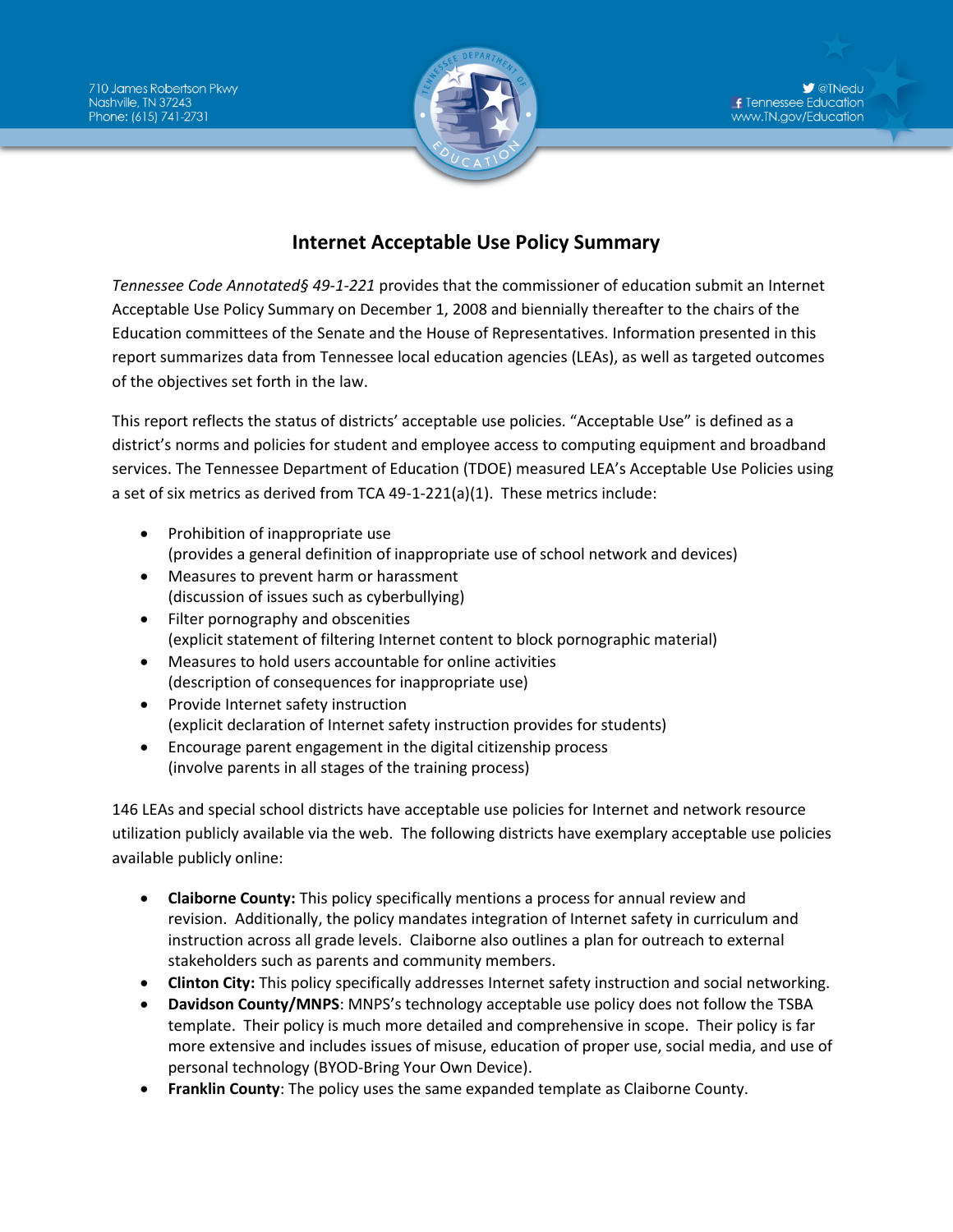710 James Robertson Pkwy
Nashville, TN 37243
Phone: (615) 741-2731

@TNedu
Tennessee Education
www.TN.gov/Education

# Internet Acceptable Use Policy Summary

*Tennessee Code Annotated§ 49-1-221* provides that the commissioner of education submit an Internet Acceptable Use Policy Summary on December 1, 2008 and biennially thereafter to the chairs of the Education committees of the Senate and the House of Representatives. Information presented in this report summarizes data from Tennessee local education agencies (LEAs), as well as targeted outcomes of the objectives set forth in the law.

This report reflects the status of districts' acceptable use policies. "Acceptable Use" is defined as a district's norms and policies for student and employee access to computing equipment and broadband services. The Tennessee Department of Education (TDOE) measured LEA's Acceptable Use Policies using a set of six metrics as derived from TCA 49-1-221(a)(1). These metrics include:

- Prohibition of inappropriate use
  (provides a general definition of inappropriate use of school network and devices)
- Measures to prevent harm or harassment
  (discussion of issues such as cyberbullying)
- Filter pornography and obscenities
  (explicit statement of filtering Internet content to block pornographic material)
- Measures to hold users accountable for online activities
  (description of consequences for inappropriate use)
- Provide Internet safety instruction
  (explicit declaration of Internet safety instruction provides for students)
- Encourage parent engagement in the digital citizenship process
  (involve parents in all stages of the training process)

146 LEAs and special school districts have acceptable use policies for Internet and network resource utilization publicly available via the web. The following districts have exemplary acceptable use policies available publicly online:

- **Claiborne County:** This policy specifically mentions a process for annual review and revision. Additionally, the policy mandates integration of Internet safety in curriculum and instruction across all grade levels. Claiborne also outlines a plan for outreach to external stakeholders such as parents and community members.
- **Clinton City:** This policy specifically addresses Internet safety instruction and social networking.
- **Davidson County/MNPS**: MNPS's technology acceptable use policy does not follow the TSBA template. Their policy is much more detailed and comprehensive in scope. Their policy is far more extensive and includes issues of misuse, education of proper use, social media, and use of personal technology (BYOD-Bring Your Own Device).
- **Franklin County**: The policy uses the same expanded template as Claiborne County.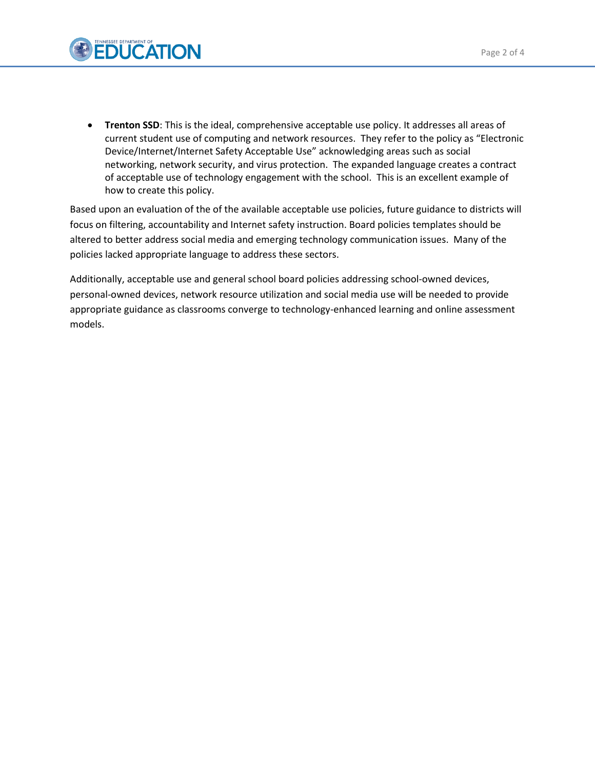- **Trenton SSD**: This is the ideal, comprehensive acceptable use policy. It addresses all areas of current student use of computing and network resources. They refer to the policy as "Electronic Device/Internet/Internet Safety Acceptable Use" acknowledging areas such as social networking, network security, and virus protection. The expanded language creates a contract of acceptable use of technology engagement with the school. This is an excellent example of how to create this policy.

Based upon an evaluation of the of the available acceptable use policies, future guidance to districts will focus on filtering, accountability and Internet safety instruction. Board policies templates should be altered to better address social media and emerging technology communication issues. Many of the policies lacked appropriate language to address these sectors.

Additionally, acceptable use and general school board policies addressing school-owned devices, personal-owned devices, network resource utilization and social media use will be needed to provide appropriate guidance as classrooms converge to technology-enhanced learning and online assessment models.